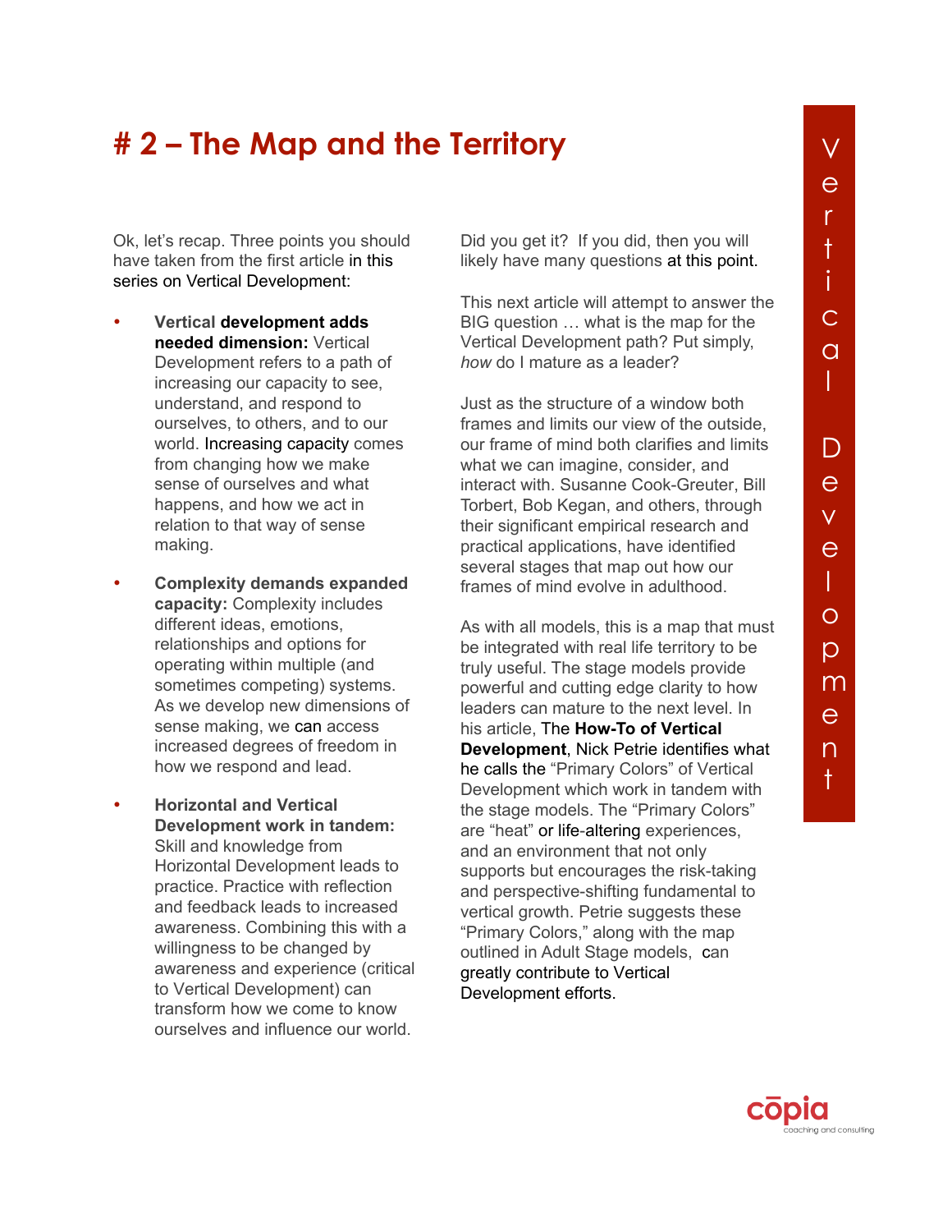# # 2 – The Map and the Territory

Ok, let's recap. Three points you should have taken from the first article in this series on Vertical Development:

- **Vertical development adds needed dimension:** Vertical Development refers to a path of increasing our capacity to see, understand, and respond to ourselves, to others, and to our world. Increasing capacity comes from changing how we make sense of ourselves and what happens, and how we act in relation to that way of sense making.
- **Complexity demands expanded capacity:** Complexity includes different ideas, emotions, relationships and options for operating within multiple (and sometimes competing) systems. As we develop new dimensions of sense making, we can access increased degrees of freedom in how we respond and lead.
- **Horizontal and Vertical Development work in tandem:** Skill and knowledge from Horizontal Development leads to practice. Practice with reflection and feedback leads to increased awareness. Combining this with a willingness to be changed by awareness and experience (critical to Vertical Development) can transform how we come to know ourselves and influence our world.

Did you get it? If you did, then you will likely have many questions at this point.

This next article will attempt to answer the BIG question … what is the map for the Vertical Development path? Put simply, *how* do I mature as a leader?

Just as the structure of a window both frames and limits our view of the outside, our frame of mind both clarifies and limits what we can imagine, consider, and interact with. Susanne Cook-Greuter, Bill Torbert, Bob Kegan, and others, through their significant empirical research and practical applications, have identified several stages that map out how our frames of mind evolve in adulthood.

As with all models, this is a map that must be integrated with real life territory to be truly useful. The stage models provide powerful and cutting edge clarity to how leaders can mature to the next level. In his article, **The How-To of Vertical Development**, Nick Petrie identifies what he calls the "Primary Colors" of Vertical Development which work in tandem with the stage models. The "Primary Colors" are "heat" or life-altering experiences, and an environment that not only supports but encourages the risk-taking and perspective-shifting fundamental to vertical growth. Petrie suggests these "Primary Colors," along with the map outlined in Adult Stage models, can greatly contribute to Vertical Development efforts.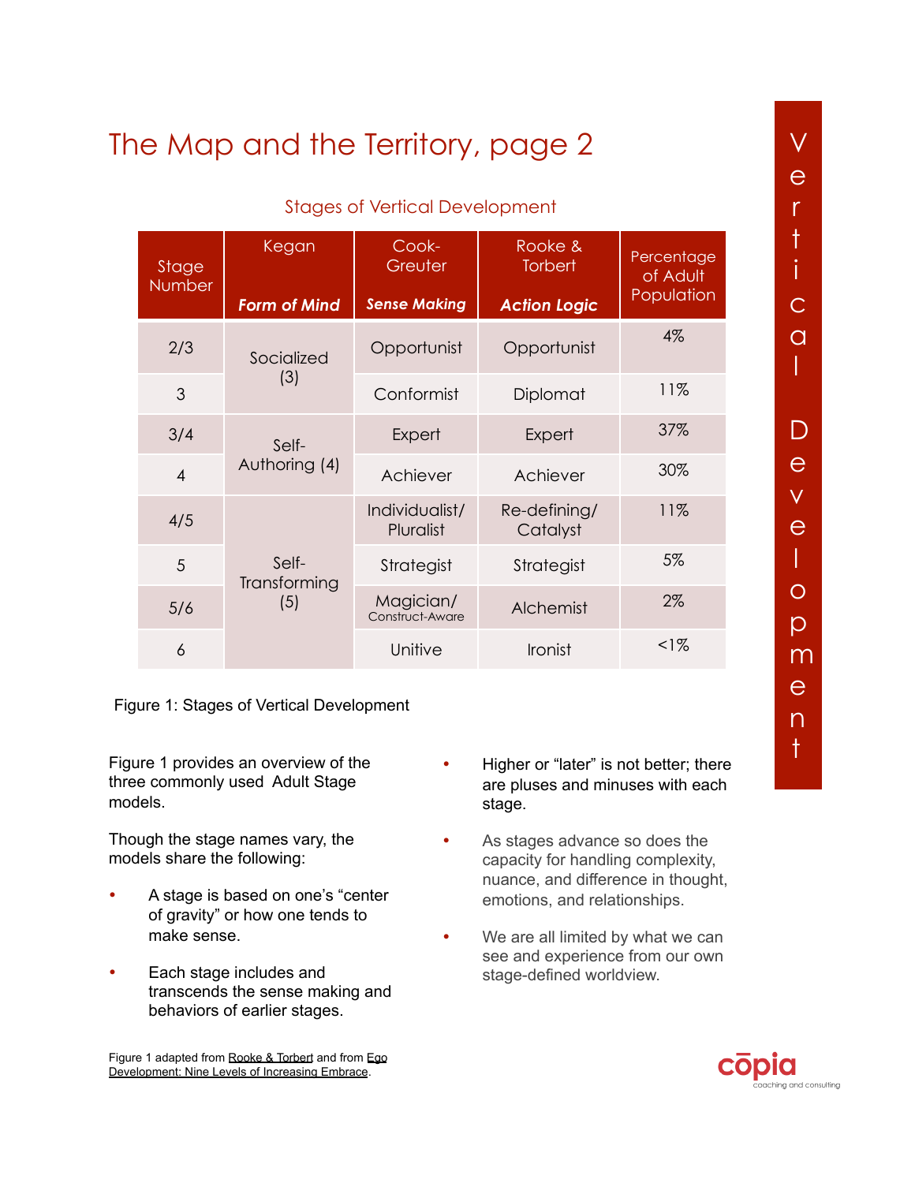# The Map and the Territory, page 2

## Stages of Vertical Development

| Stage Number | Kegan *Form of Mind* | Cook-Greuter *Sense Making* | Rooke & Torbert *Action Logic* | Percentage of Adult Population |
|---|---|---|---|---|
| 2/3 | Socialized (3) | Opportunist | Opportunist | 4% |
| 3 | | Conformist | Diplomat | 11% |
| 3/4 | Self-Authoring (4) | Expert | Expert | 37% |
| 4 | | Achiever | Achiever | 30% |
| 4/5 | Self-Transforming (5) | Individualist/ Pluralist | Re-defining/ Catalyst | 11% |
| 5 | | Strategist | Strategist | 5% |
| 5/6 | | Magician/ Construct-Aware | Alchemist | 2% |
| 6 | | Unitive | Ironist | <1% |

Figure 1: Stages of Vertical Development

Figure 1 provides an overview of the three commonly used Adult Stage models.

Though the stage names vary, the models share the following:

- A stage is based on one's "center of gravity" or how one tends to make sense.
- Each stage includes and transcends the sense making and behaviors of earlier stages.
- Higher or "later" is not better; there are pluses and minuses with each stage.
- As stages advance so does the capacity for handling complexity, nuance, and difference in thought, emotions, and relationships.
- We are all limited by what we can see and experience from our own stage-defined worldview.

Figure 1 adapted from Rooke & Torbert and from Ego Development: Nine Levels of Increasing Embrace.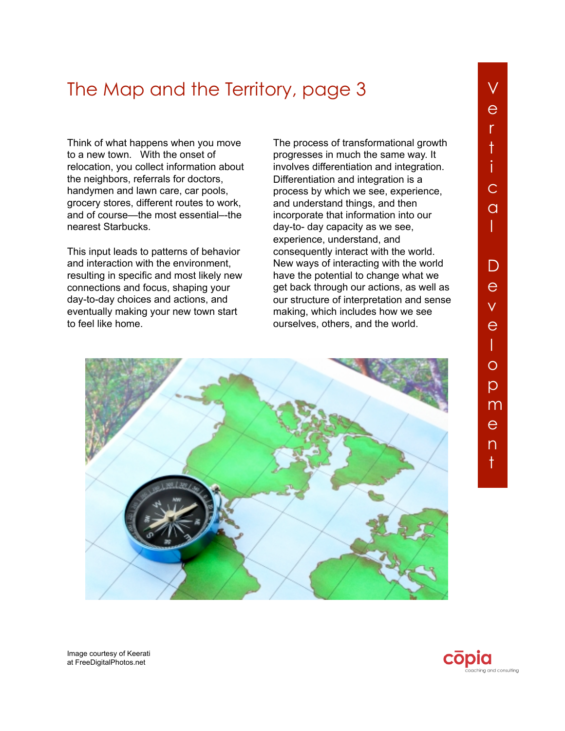# The Map and the Territory, page 3

Think of what happens when you move to a new town. With the onset of relocation, you collect information about the neighbors, referrals for doctors, handymen and lawn care, car pools, grocery stores, different routes to work, and of course—the most essential—the nearest Starbucks.

This input leads to patterns of behavior and interaction with the environment, resulting in specific and most likely new connections and focus, shaping your day-to-day choices and actions, and eventually making your new town start to feel like home.

The process of transformational growth progresses in much the same way. It involves differentiation and integration. Differentiation and integration is a process by which we see, experience, and understand things, and then incorporate that information into our day-to- day capacity as we see, experience, understand, and consequently interact with the world. New ways of interacting with the world have the potential to change what we get back through our actions, as well as our structure of interpretation and sense making, which includes how we see ourselves, others, and the world.

Image courtesy of Keerati at FreeDigitalPhotos.net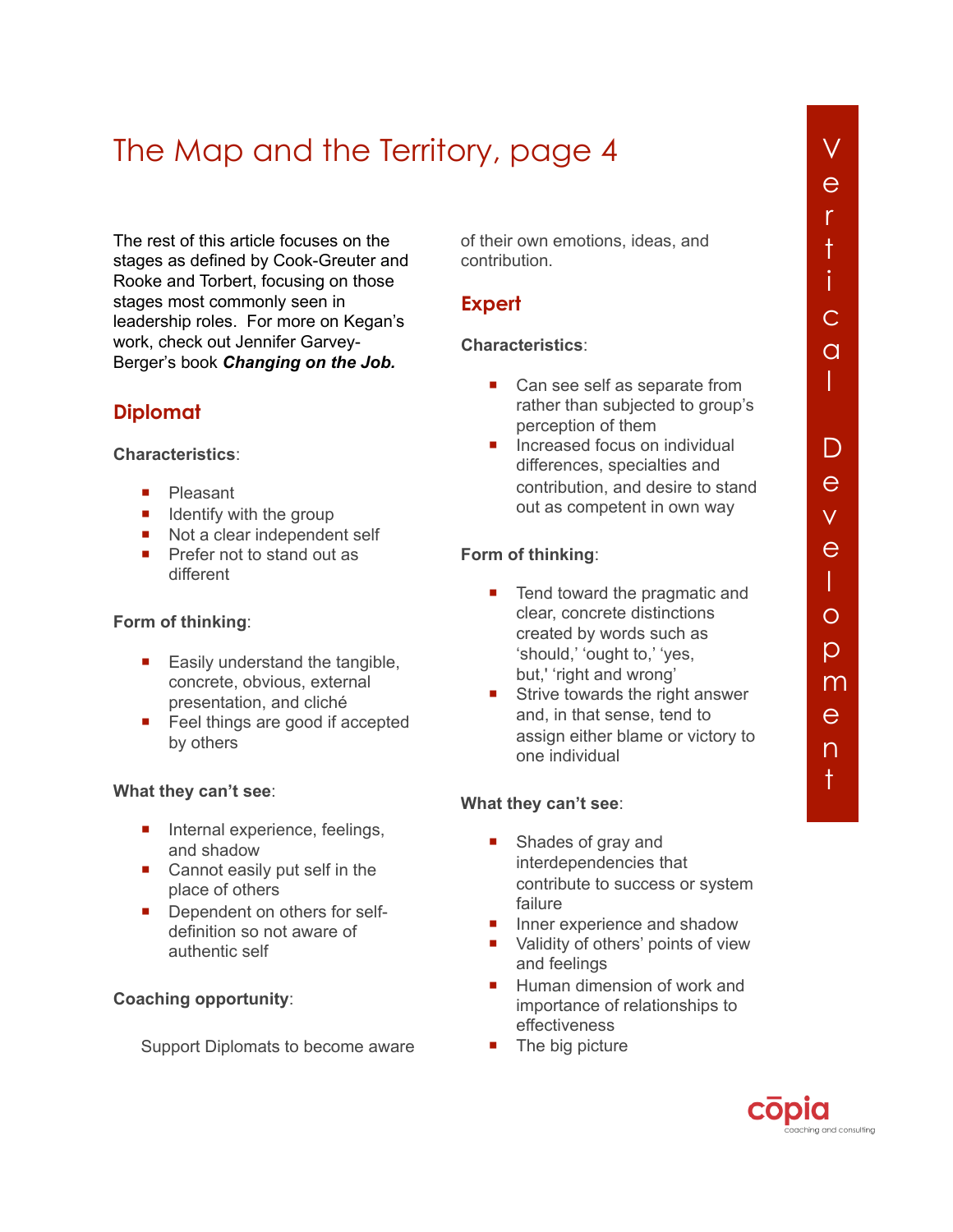# The Map and the Territory, page 4

The rest of this article focuses on the stages as defined by Cook-Greuter and Rooke and Torbert, focusing on those stages most commonly seen in leadership roles. For more on Kegan's work, check out Jennifer Garvey-Berger's book ***Changing on the Job.***

## Diplomat

**Characteristics**:

- Pleasant
- Identify with the group
- Not a clear independent self
- Prefer not to stand out as different

**Form of thinking**:

- Easily understand the tangible, concrete, obvious, external presentation, and cliché
- Feel things are good if accepted by others

**What they can't see**:

- Internal experience, feelings, and shadow
- Cannot easily put self in the place of others
- Dependent on others for self-definition so not aware of authentic self

**Coaching opportunity**:

Support Diplomats to become aware of their own emotions, ideas, and contribution.

## Expert

**Characteristics**:

- Can see self as separate from rather than subjected to group's perception of them
- Increased focus on individual differences, specialties and contribution, and desire to stand out as competent in own way

**Form of thinking**:

- Tend toward the pragmatic and clear, concrete distinctions created by words such as 'should,' 'ought to,' 'yes, but,' 'right and wrong'
- Strive towards the right answer and, in that sense, tend to assign either blame or victory to one individual

**What they can't see**:

- Shades of gray and interdependencies that contribute to success or system failure
- Inner experience and shadow
- Validity of others' points of view and feelings
- Human dimension of work and importance of relationships to effectiveness
- The big picture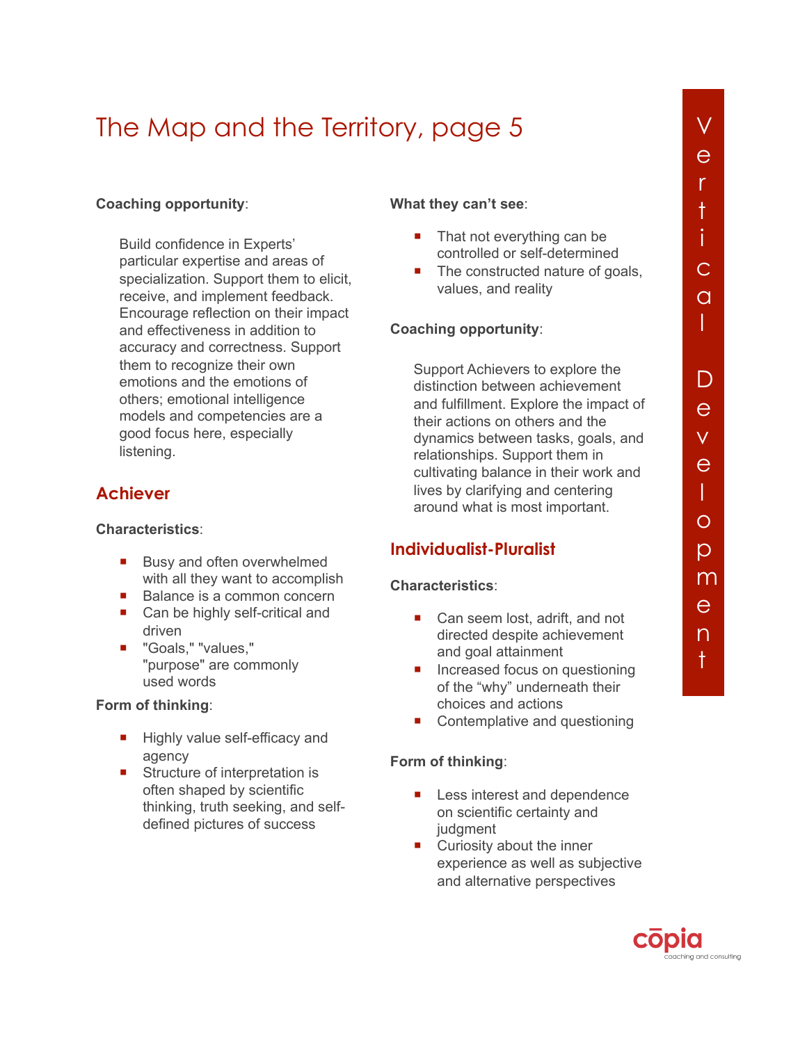# The Map and the Territory, page 5

**Coaching opportunity**:

Build confidence in Experts' particular expertise and areas of specialization. Support them to elicit, receive, and implement feedback. Encourage reflection on their impact and effectiveness in addition to accuracy and correctness. Support them to recognize their own emotions and the emotions of others; emotional intelligence models and competencies are a good focus here, especially listening.

## Achiever

**Characteristics**:

- Busy and often overwhelmed with all they want to accomplish
- Balance is a common concern
- Can be highly self-critical and driven
- "Goals," "values," "purpose" are commonly used words

**Form of thinking**:

- Highly value self-efficacy and agency
- Structure of interpretation is often shaped by scientific thinking, truth seeking, and self-defined pictures of success

**What they can't see**:

- That not everything can be controlled or self-determined
- The constructed nature of goals, values, and reality

**Coaching opportunity**:

Support Achievers to explore the distinction between achievement and fulfillment. Explore the impact of their actions on others and the dynamics between tasks, goals, and relationships. Support them in cultivating balance in their work and lives by clarifying and centering around what is most important.

## Individualist-Pluralist

**Characteristics**:

- Can seem lost, adrift, and not directed despite achievement and goal attainment
- Increased focus on questioning of the "why" underneath their choices and actions
- Contemplative and questioning

**Form of thinking**:

- Less interest and dependence on scientific certainty and judgment
- Curiosity about the inner experience as well as subjective and alternative perspectives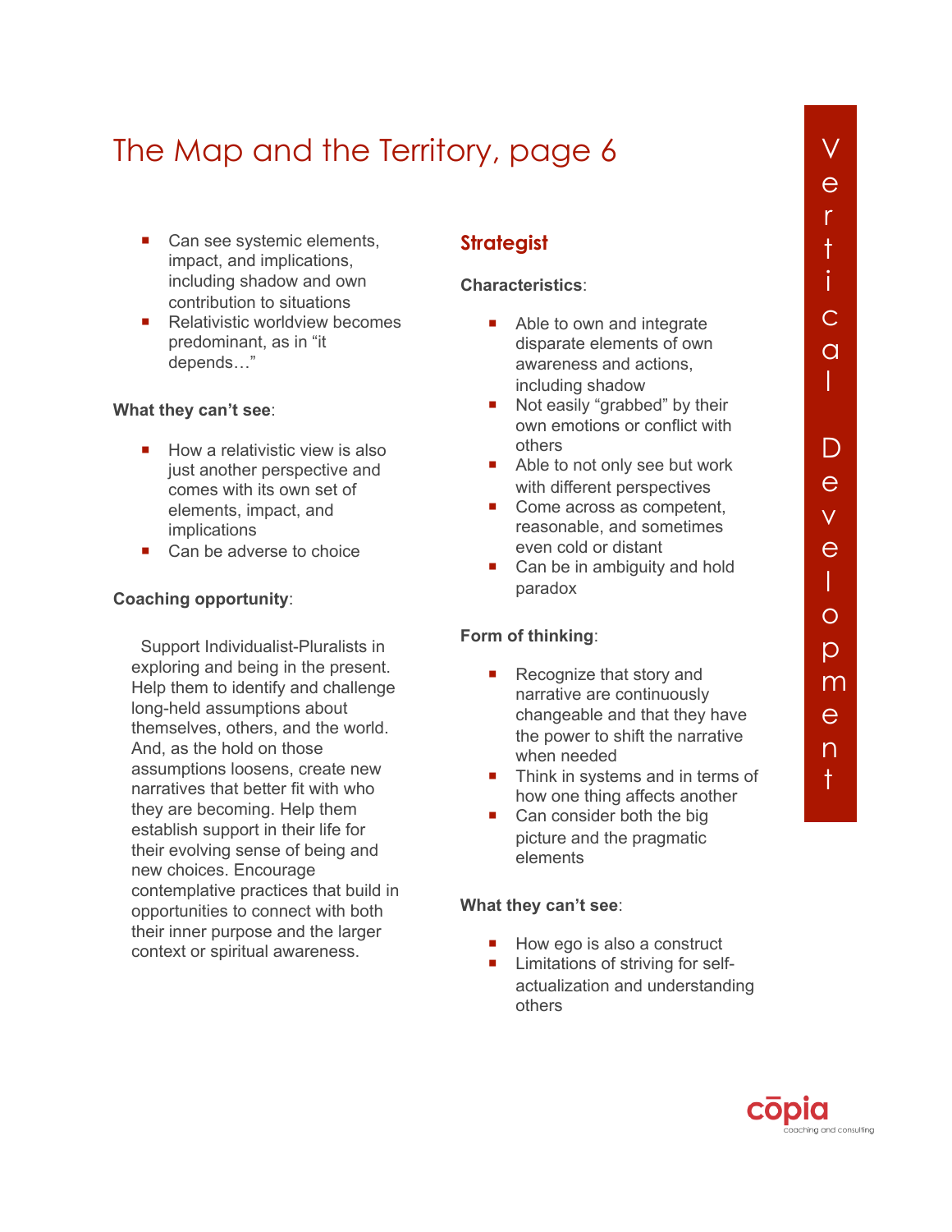# The Map and the Territory, page 6

- Can see systemic elements, impact, and implications, including shadow and own contribution to situations
- Relativistic worldview becomes predominant, as in "it depends…"

**What they can't see**:

- How a relativistic view is also just another perspective and comes with its own set of elements, impact, and implications
- Can be adverse to choice

**Coaching opportunity**:

Support Individualist-Pluralists in exploring and being in the present. Help them to identify and challenge long-held assumptions about themselves, others, and the world. And, as the hold on those assumptions loosens, create new narratives that better fit with who they are becoming. Help them establish support in their life for their evolving sense of being and new choices. Encourage contemplative practices that build in opportunities to connect with both their inner purpose and the larger context or spiritual awareness.

## Strategist

**Characteristics**:

- Able to own and integrate disparate elements of own awareness and actions, including shadow
- Not easily "grabbed" by their own emotions or conflict with others
- Able to not only see but work with different perspectives
- Come across as competent, reasonable, and sometimes even cold or distant
- Can be in ambiguity and hold paradox

**Form of thinking**:

- Recognize that story and narrative are continuously changeable and that they have the power to shift the narrative when needed
- Think in systems and in terms of how one thing affects another
- Can consider both the big picture and the pragmatic elements

**What they can't see**:

- How ego is also a construct
- Limitations of striving for self-actualization and understanding others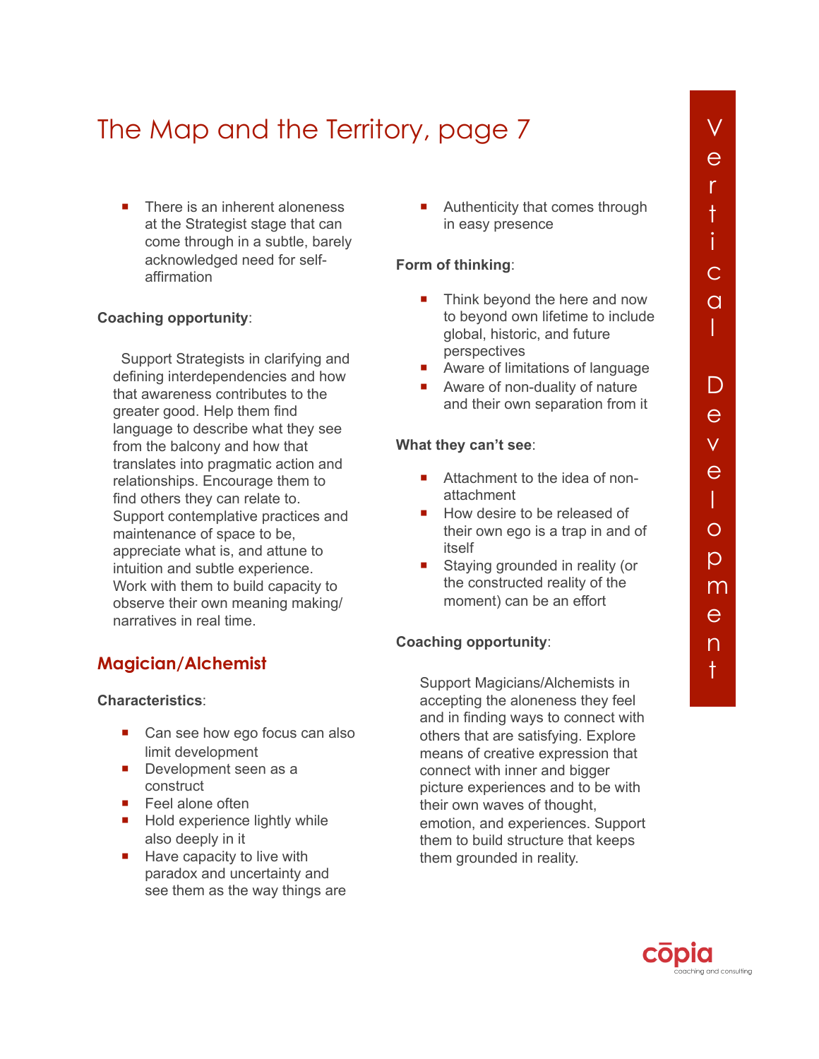# The Map and the Territory, page 7

- There is an inherent aloneness at the Strategist stage that can come through in a subtle, barely acknowledged need for self-affirmation

**Coaching opportunity**:

Support Strategists in clarifying and defining interdependencies and how that awareness contributes to the greater good. Help them find language to describe what they see from the balcony and how that translates into pragmatic action and relationships. Encourage them to find others they can relate to. Support contemplative practices and maintenance of space to be, appreciate what is, and attune to intuition and subtle experience. Work with them to build capacity to observe their own meaning making/ narratives in real time.

## Magician/Alchemist

**Characteristics**:

- Can see how ego focus can also limit development
- Development seen as a construct
- Feel alone often
- Hold experience lightly while also deeply in it
- Have capacity to live with paradox and uncertainty and see them as the way things are
- Authenticity that comes through in easy presence

**Form of thinking**:

- Think beyond the here and now to beyond own lifetime to include global, historic, and future perspectives
- Aware of limitations of language
- Aware of non-duality of nature and their own separation from it

**What they can't see**:

- Attachment to the idea of non-attachment
- How desire to be released of their own ego is a trap in and of itself
- Staying grounded in reality (or the constructed reality of the moment) can be an effort

**Coaching opportunity**:

Support Magicians/Alchemists in accepting the aloneness they feel and in finding ways to connect with others that are satisfying. Explore means of creative expression that connect with inner and bigger picture experiences and to be with their own waves of thought, emotion, and experiences. Support them to build structure that keeps them grounded in reality.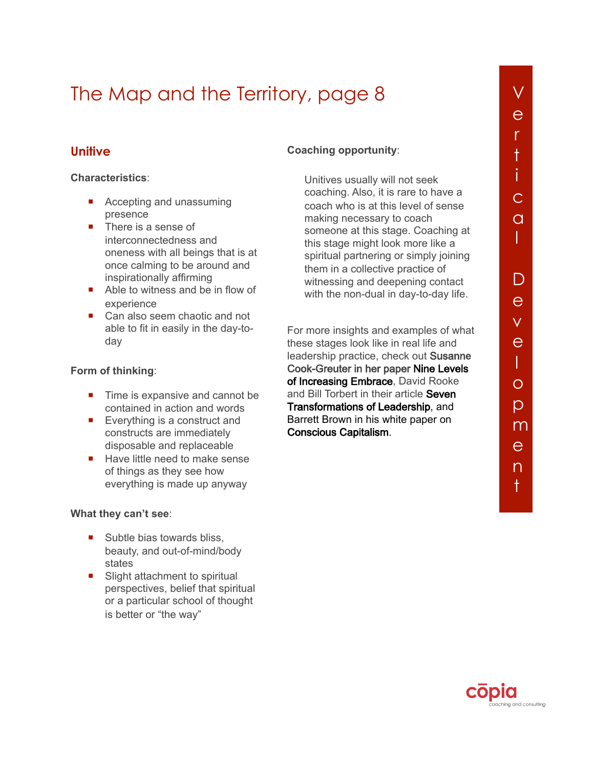# The Map and the Territory, page 8

## Unitive

**Characteristics**:

- Accepting and unassuming presence
- There is a sense of interconnectedness and oneness with all beings that is at once calming to be around and inspirationally affirming
- Able to witness and be in flow of experience
- Can also seem chaotic and not able to fit in easily in the day-to-day

**Form of thinking**:

- Time is expansive and cannot be contained in action and words
- Everything is a construct and constructs are immediately disposable and replaceable
- Have little need to make sense of things as they see how everything is made up anyway

**What they can't see**:

- Subtle bias towards bliss, beauty, and out-of-mind/body states
- Slight attachment to spiritual perspectives, belief that spiritual or a particular school of thought is better or "the way"

**Coaching opportunity**:

> Unitives usually will not seek coaching. Also, it is rare to have a coach who is at this level of sense making necessary to coach someone at this stage. Coaching at this stage might look more like a spiritual partnering or simply joining them in a collective practice of witnessing and deepening contact with the non-dual in day-to-day life.

For more insights and examples of what these stages look like in real life and leadership practice, check out Susanne Cook-Greuter in her paper Nine Levels of Increasing Embrace, David Rooke and Bill Torbert in their article **Seven Transformations of Leadership**, and Barrett Brown in his white paper on **Conscious Capitalism**.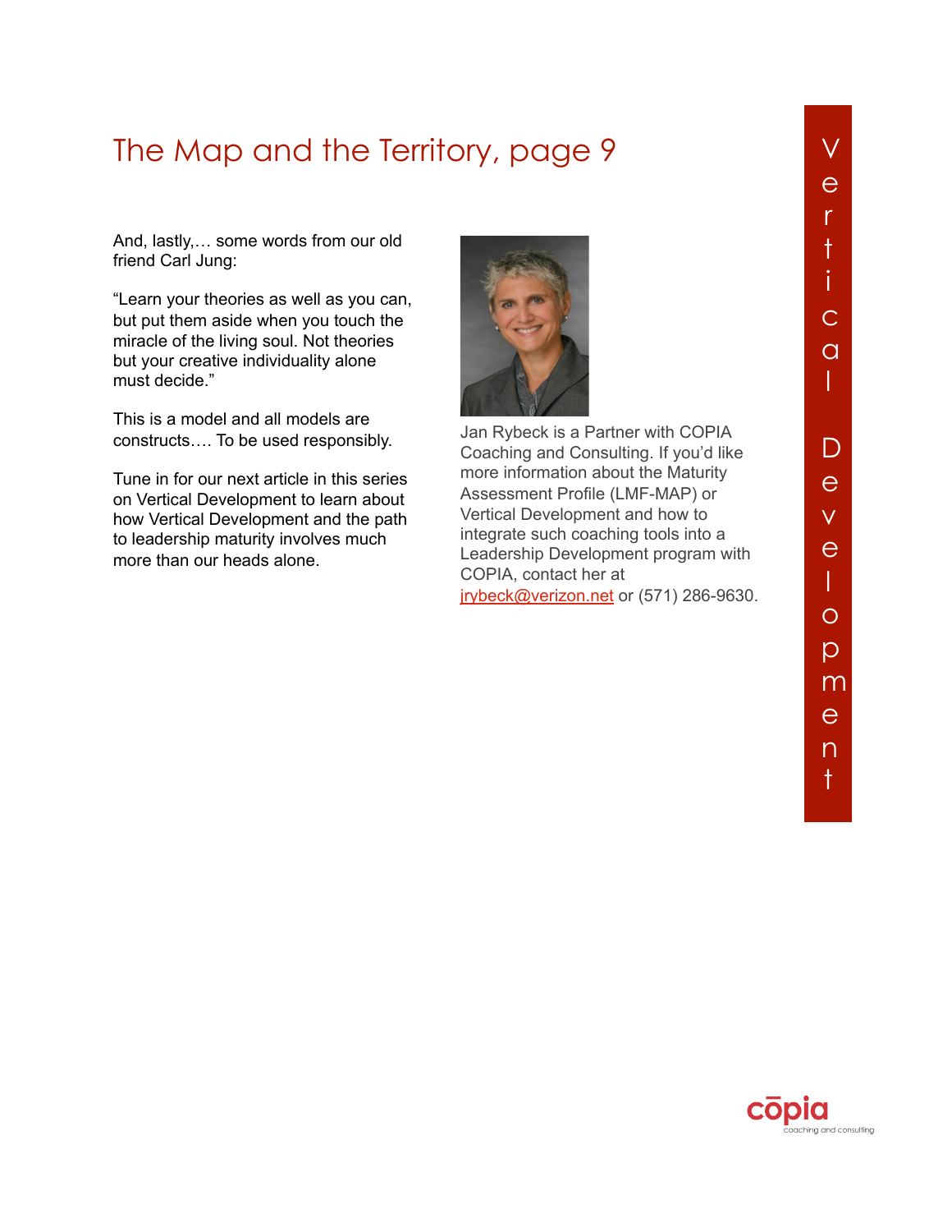# The Map and the Territory, page 9

And, lastly,… some words from our old friend Carl Jung:

“Learn your theories as well as you can, but put them aside when you touch the miracle of the living soul. Not theories but your creative individuality alone must decide.”

This is a model and all models are constructs…. To be used responsibly.

Tune in for our next article in this series on Vertical Development to learn about how Vertical Development and the path to leadership maturity involves much more than our heads alone.

Jan Rybeck is a Partner with COPIA Coaching and Consulting. If you’d like more information about the Maturity Assessment Profile (LMF-MAP) or Vertical Development and how to integrate such coaching tools into a Leadership Development program with COPIA, contact her at jrybeck@verizon.net or (571) 286-9630.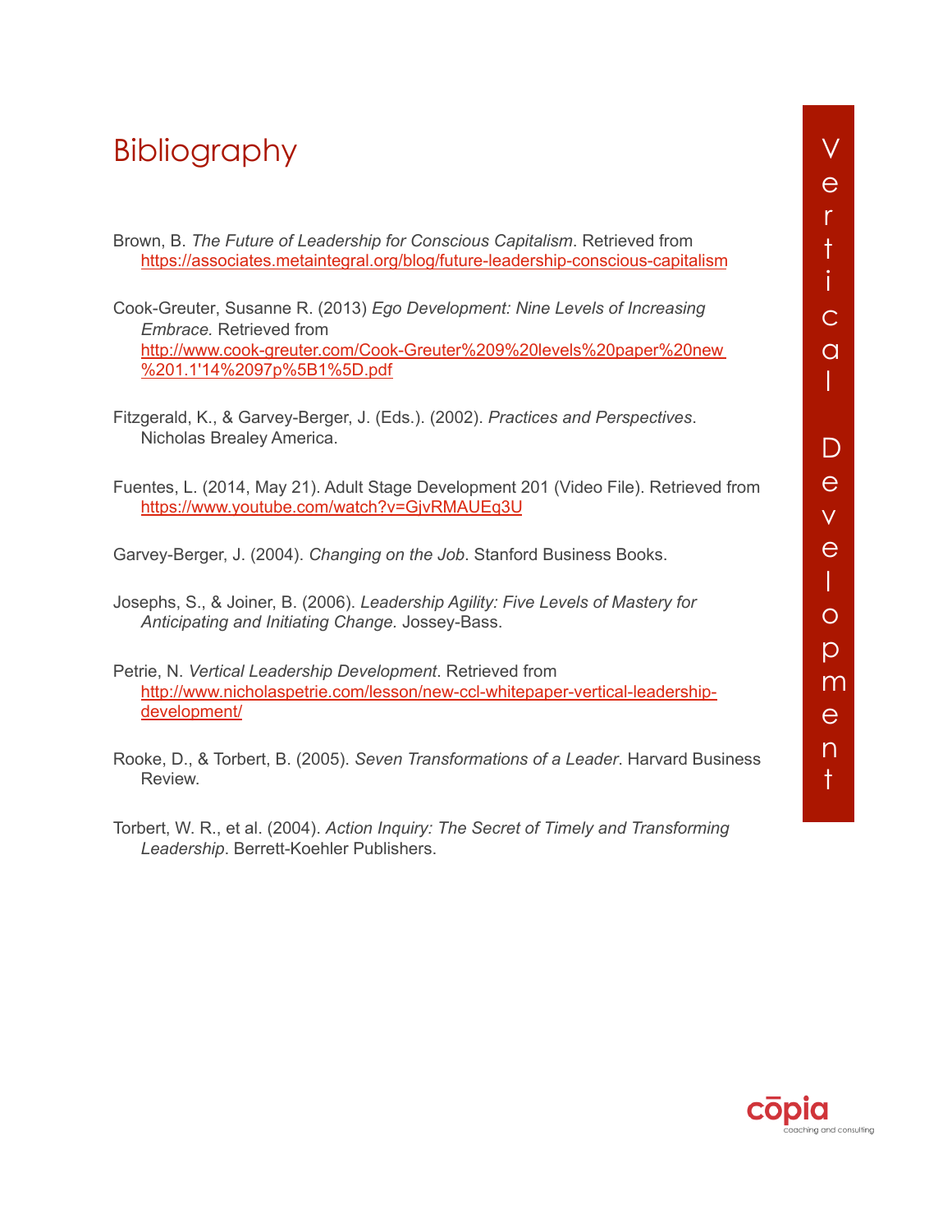# Bibliography

Brown, B. *The Future of Leadership for Conscious Capitalism*. Retrieved from https://associates.metaintegral.org/blog/future-leadership-conscious-capitalism

Cook-Greuter, Susanne R. (2013) *Ego Development: Nine Levels of Increasing Embrace.* Retrieved from http://www.cook-greuter.com/Cook-Greuter%209%20levels%20paper%20new%201.1'14%2097p%5B1%5D.pdf

Fitzgerald, K., & Garvey-Berger, J. (Eds.). (2002). *Practices and Perspectives*. Nicholas Brealey America.

Fuentes, L. (2014, May 21). Adult Stage Development 201 (Video File). Retrieved from https://www.youtube.com/watch?v=GjvRMAUEq3U

Garvey-Berger, J. (2004). *Changing on the Job*. Stanford Business Books.

Josephs, S., & Joiner, B. (2006). *Leadership Agility: Five Levels of Mastery for Anticipating and Initiating Change.* Jossey-Bass.

Petrie, N. *Vertical Leadership Development*. Retrieved from http://www.nicholaspetrie.com/lesson/new-ccl-whitepaper-vertical-leadership-development/

Rooke, D., & Torbert, B. (2005). *Seven Transformations of a Leader*. Harvard Business Review.

Torbert, W. R., et al. (2004). *Action Inquiry: The Secret of Timely and Transforming Leadership*. Berrett-Koehler Publishers.